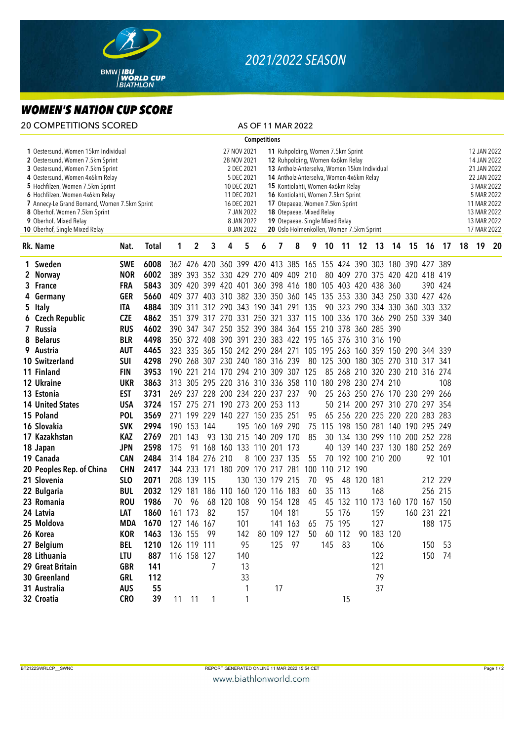# 2021/2022 SEASON

## WOMEN'S NATION CUP SCORE

20 COMPETITIONS SCORED — AS OF 11 MAR 2022

### Competitions

| No. | Competition | Date |
|---|---|---|
| 1 | Oestersund, Women 15km Individual | 27 NOV 2021 |
| 2 | Oestersund, Women 7.5km Sprint | 28 NOV 2021 |
| 3 | Oestersund, Women 7.5km Sprint | 2 DEC 2021 |
| 4 | Oestersund, Women 4x6km Relay | 5 DEC 2021 |
| 5 | Hochfilzen, Women 7.5km Sprint | 10 DEC 2021 |
| 6 | Hochfilzen, Women 4x6km Relay | 11 DEC 2021 |
| 7 | Annecy-Le Grand Bornand, Women 7.5km Sprint | 16 DEC 2021 |
| 8 | Oberhof, Women 7.5km Sprint | 7 JAN 2022 |
| 9 | Oberhof, Mixed Relay | 8 JAN 2022 |
| 10 | Oberhof, Single Mixed Relay | 8 JAN 2022 |
| 11 | Ruhpolding, Women 7.5km Sprint | 12 JAN 2022 |
| 12 | Ruhpolding, Women 4x6km Relay | 14 JAN 2022 |
| 13 | Antholz-Anterselva, Women 15km Individual | 21 JAN 2022 |
| 14 | Antholz-Anterselva, Women 4x6km Relay | 22 JAN 2022 |
| 15 | Kontiolahti, Women 4x6km Relay | 3 MAR 2022 |
| 16 | Kontiolahti, Women 7.5km Sprint | 5 MAR 2022 |
| 17 | Otepaeae, Women 7.5km Sprint | 11 MAR 2022 |
| 18 | Otepaeae, Mixed Relay | 13 MAR 2022 |
| 19 | Otepaeae, Single Mixed Relay | 13 MAR 2022 |
| 20 | Oslo Holmenkollen, Women 7.5km Sprint | 17 MAR 2022 |

| Rk. | Name | Nat. | Total | 1 | 2 | 3 | 4 | 5 | 6 | 7 | 8 | 9 | 10 | 11 | 12 | 13 | 14 | 15 | 16 | 17 | 18 | 19 | 20 |
|---|---|---|---|---|---|---|---|---|---|---|---|---|---|---|---|---|---|---|---|---|---|---|---|
| 1 | Sweden | SWE | 6008 | 362 | 426 | 420 | 360 | 399 | 420 | 413 | 385 | 165 | 155 | 424 | 390 | 303 | 180 | 390 | 427 | 389 | | | |
| 2 | Norway | NOR | 6002 | 389 | 393 | 352 | 330 | 429 | 270 | 409 | 409 | 210 | 80 | 409 | 270 | 375 | 420 | 420 | 418 | 419 | | | |
| 3 | France | FRA | 5843 | 309 | 420 | 399 | 420 | 401 | 360 | 398 | 416 | 180 | 105 | 403 | 420 | 438 | 360 | | 390 | 424 | | | |
| 4 | Germany | GER | 5660 | 409 | 377 | 403 | 310 | 382 | 330 | 350 | 360 | 145 | 135 | 353 | 330 | 343 | 250 | 330 | 427 | 426 | | | |
| 5 | Italy | ITA | 4884 | 309 | 311 | 312 | 290 | 343 | 190 | 341 | 291 | 135 | 90 | 323 | 290 | 334 | 330 | 360 | 303 | 332 | | | |
| 6 | Czech Republic | CZE | 4862 | 351 | 379 | 317 | 270 | 331 | 250 | 321 | 337 | 115 | 100 | 336 | 170 | 366 | 290 | 250 | 339 | 340 | | | |
| 7 | Russia | RUS | 4602 | 390 | 347 | 347 | 250 | 352 | 390 | 384 | 364 | 155 | 210 | 378 | 360 | 285 | 390 | | | | | | |
| 8 | Belarus | BLR | 4498 | 350 | 372 | 408 | 390 | 391 | 230 | 383 | 422 | 195 | 165 | 376 | 310 | 316 | 190 | | | | | | |
| 9 | Austria | AUT | 4465 | 323 | 335 | 365 | 150 | 242 | 290 | 284 | 271 | 105 | 195 | 263 | 160 | 359 | 150 | 290 | 344 | 339 | | | |
| 10 | Switzerland | SUI | 4298 | 290 | 268 | 307 | 230 | 240 | 180 | 316 | 239 | 80 | 125 | 300 | 180 | 305 | 270 | 310 | 317 | 341 | | | |
| 11 | Finland | FIN | 3953 | 190 | 221 | 214 | 170 | 294 | 210 | 309 | 307 | 125 | 85 | 268 | 210 | 320 | 230 | 210 | 316 | 274 | | | |
| 12 | Ukraine | UKR | 3863 | 313 | 305 | 295 | 220 | 316 | 310 | 336 | 358 | 110 | 180 | 298 | 230 | 274 | 210 | | | 108 | | | |
| 13 | Estonia | EST | 3731 | 269 | 237 | 228 | 200 | 234 | 220 | 237 | 237 | 90 | 25 | 263 | 250 | 276 | 170 | 230 | 299 | 266 | | | |
| 14 | United States | USA | 3724 | 157 | 275 | 271 | 190 | 273 | 200 | 253 | 113 | | 50 | 214 | 200 | 297 | 310 | 270 | 297 | 354 | | | |
| 15 | Poland | POL | 3569 | 271 | 199 | 229 | 140 | 227 | 150 | 235 | 251 | 95 | 65 | 256 | 220 | 225 | 220 | 220 | 283 | 283 | | | |
| 16 | Slovakia | SVK | 2994 | 190 | 153 | 144 | | 195 | 160 | 169 | 290 | 75 | 115 | 198 | 150 | 281 | 140 | 190 | 295 | 249 | | | |
| 17 | Kazakhstan | KAZ | 2769 | 201 | 143 | 93 | 130 | 215 | 140 | 209 | 170 | 85 | 30 | 134 | 130 | 299 | 110 | 200 | 252 | 228 | | | |
| 18 | Japan | JPN | 2598 | 175 | 91 | 168 | 160 | 133 | 110 | 201 | 173 | | 40 | 139 | 140 | 237 | 130 | 180 | 252 | 269 | | | |
| 19 | Canada | CAN | 2484 | 314 | 184 | 276 | 210 | 8 | 100 | 237 | 135 | 55 | 70 | 192 | 100 | 210 | 200 | | 92 | 101 | | | |
| 20 | Peoples Rep. of China | CHN | 2417 | 344 | 233 | 171 | 180 | 209 | 170 | 217 | 281 | 100 | 110 | 212 | 190 | | | | | | | | |
| 21 | Slovenia | SLO | 2071 | 208 | 139 | 115 | | 130 | 130 | 179 | 215 | 70 | 95 | 48 | 120 | 181 | | | 212 | 229 | | | |
| 22 | Bulgaria | BUL | 2032 | 129 | 181 | 186 | 110 | 160 | 120 | 116 | 183 | 60 | 35 | 113 | | 168 | | | 256 | 215 | | | |
| 23 | Romania | ROU | 1986 | 70 | 96 | 68 | 120 | 108 | 90 | 154 | 128 | 45 | 45 | 132 | 110 | 173 | 160 | 170 | 167 | 150 | | | |
| 24 | Latvia | LAT | 1860 | 161 | 173 | 82 | | 157 | | 104 | 181 | | 55 | 176 | | 159 | | 160 | 231 | 221 | | | |
| 25 | Moldova | MDA | 1670 | 127 | 146 | 167 | | 101 | | 141 | 163 | 65 | 75 | 195 | | 127 | | | 188 | 175 | | | |
| 26 | Korea | KOR | 1463 | 136 | 155 | 99 | | 142 | 80 | 109 | 127 | 50 | 60 | 112 | 90 | 183 | 120 | | | | | | |
| 27 | Belgium | BEL | 1210 | 126 | 119 | 111 | | 95 | | 125 | 97 | | 145 | 83 | | 106 | | | 150 | 53 | | | |
| 28 | Lithuania | LTU | 887 | 116 | 158 | 127 | | 140 | | | | | | | | 122 | | | 150 | 74 | | | |
| 29 | Great Britain | GBR | 141 | | | 7 | | 13 | | | | | | | | 121 | | | | | | | |
| 30 | Greenland | GRL | 112 | | | | | 33 | | | | | | | | 79 | | | | | | | |
| 31 | Australia | AUS | 55 | | | | | 1 | | 17 | | | | | | 37 | | | | | | | |
| 32 | Croatia | CRO | 39 | 11 | 11 | 1 | | 1 | | | | | | 15 | | | | | | | | | |

BT2122SWRLCP__SWNC — REPORT GENERATED ONLINE 11 MAR 2022 15:54 CET

www.biathlonworld.com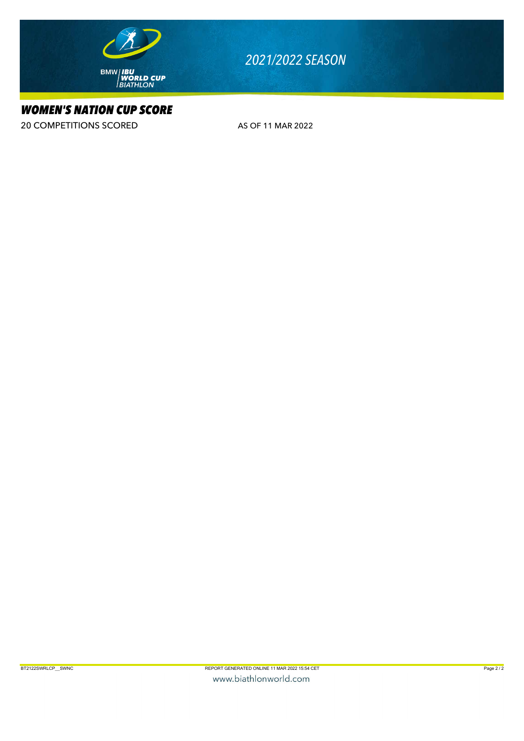2021/2022 SEASON

## WOMEN'S NATION CUP SCORE

20 COMPETITIONS SCORED

AS OF 11 MAR 2022